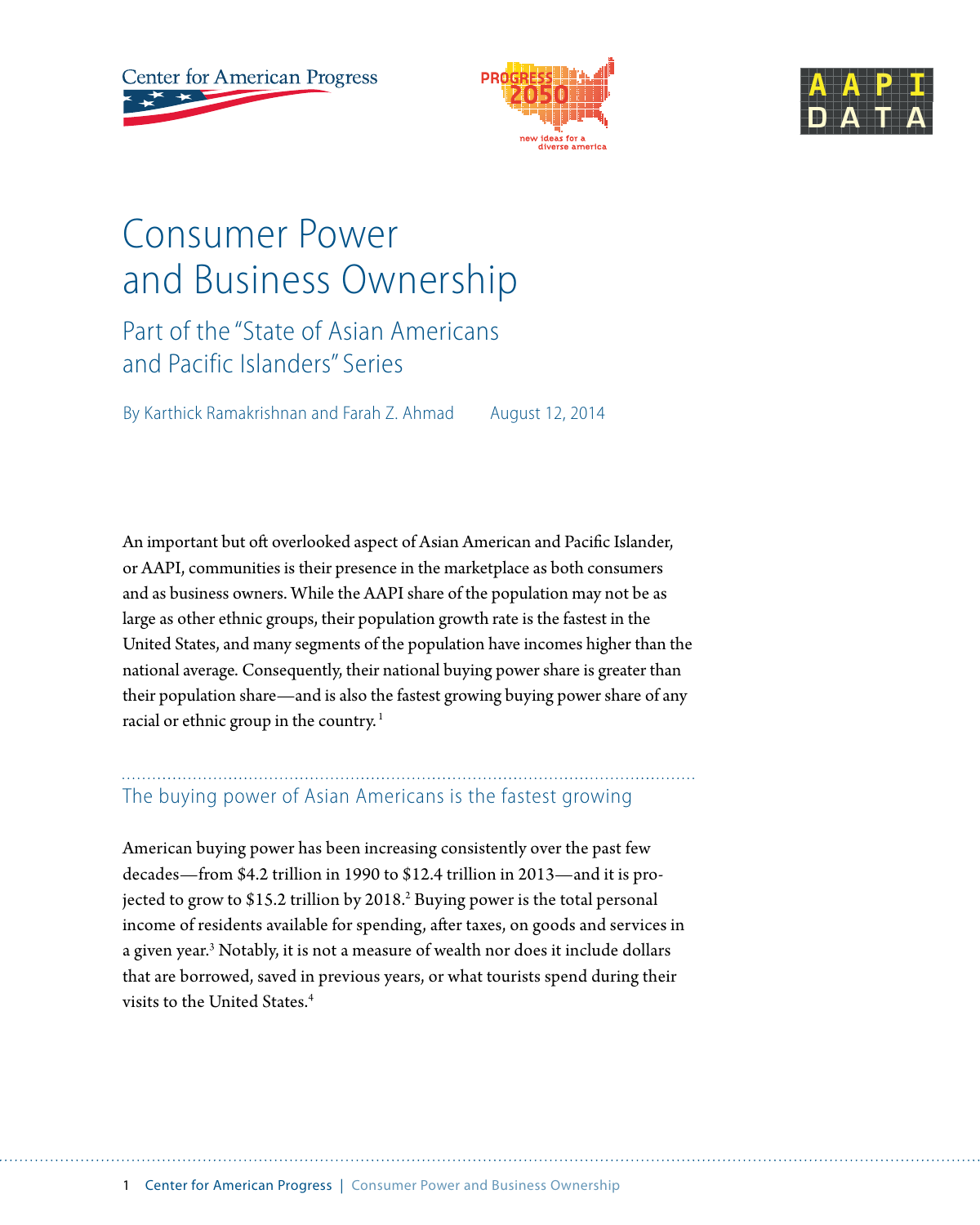# Consumer Power and Business Ownership

## Part of the "State of Asian Americans and Pacific Islanders" Series

By Karthick Ramakrishnan and Farah Z. Ahmad — August 12, 2014

An important but oft overlooked aspect of Asian American and Pacific Islander, or AAPI, communities is their presence in the marketplace as both consumers and as business owners. While the AAPI share of the population may not be as large as other ethnic groups, their population growth rate is the fastest in the United States, and many segments of the population have incomes higher than the national average. Consequently, their national buying power share is greater than their population share—and is also the fastest growing buying power share of any racial or ethnic group in the country.[1]

## The buying power of Asian Americans is the fastest growing

American buying power has been increasing consistently over the past few decades—from $4.2 trillion in 1990 to $12.4 trillion in 2013—and it is projected to grow to $15.2 trillion by 2018.[2] Buying power is the total personal income of residents available for spending, after taxes, on goods and services in a given year.[3] Notably, it is not a measure of wealth nor does it include dollars that are borrowed, saved in previous years, or what tourists spend during their visits to the United States.[4]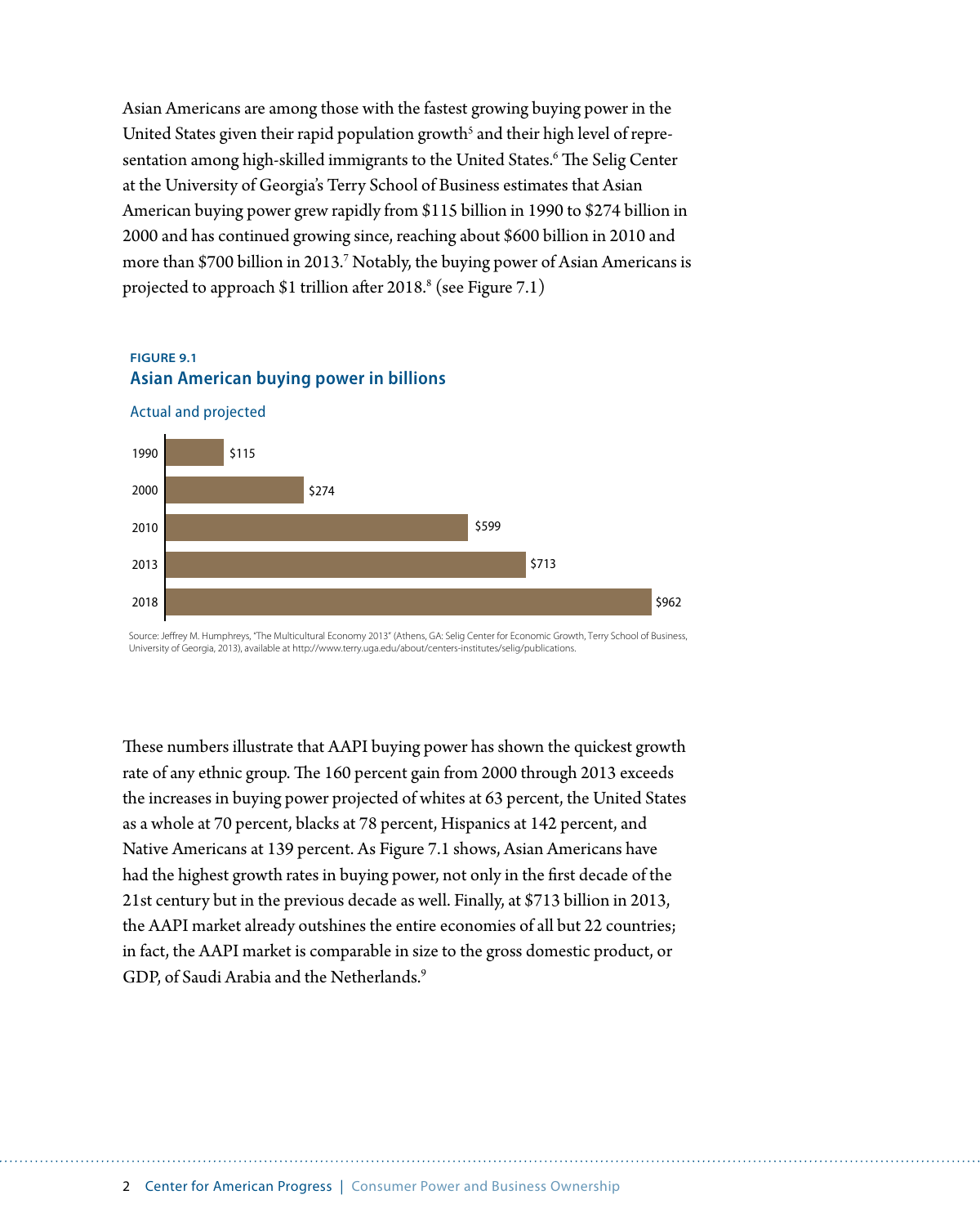Asian Americans are among those with the fastest growing buying power in the United States given their rapid population growth[5] and their high level of representation among high-skilled immigrants to the United States.[6] The Selig Center at the University of Georgia's Terry School of Business estimates that Asian American buying power grew rapidly from $115 billion in 1990 to $274 billion in 2000 and has continued growing since, reaching about $600 billion in 2010 and more than $700 billion in 2013.[7] Notably, the buying power of Asian Americans is projected to approach $1 trillion after 2018.[8] (see Figure 7.1)

**FIGURE 9.1**

**Asian American buying power in billions**

Actual and projected

| Year | Buying power |
| --- | --- |
| 1990 | $115 |
| 2000 | $274 |
| 2010 | $599 |
| 2013 | $713 |
| 2018 | $962 |

Source: Jeffrey M. Humphreys, "The Multicultural Economy 2013" (Athens, GA: Selig Center for Economic Growth, Terry School of Business, University of Georgia, 2013), available at http://www.terry.uga.edu/about/centers-institutes/selig/publications.

These numbers illustrate that AAPI buying power has shown the quickest growth rate of any ethnic group. The 160 percent gain from 2000 through 2013 exceeds the increases in buying power projected of whites at 63 percent, the United States as a whole at 70 percent, blacks at 78 percent, Hispanics at 142 percent, and Native Americans at 139 percent. As Figure 7.1 shows, Asian Americans have had the highest growth rates in buying power, not only in the first decade of the 21st century but in the previous decade as well. Finally, at $713 billion in 2013, the AAPI market already outshines the entire economies of all but 22 countries; in fact, the AAPI market is comparable in size to the gross domestic product, or GDP, of Saudi Arabia and the Netherlands.[9]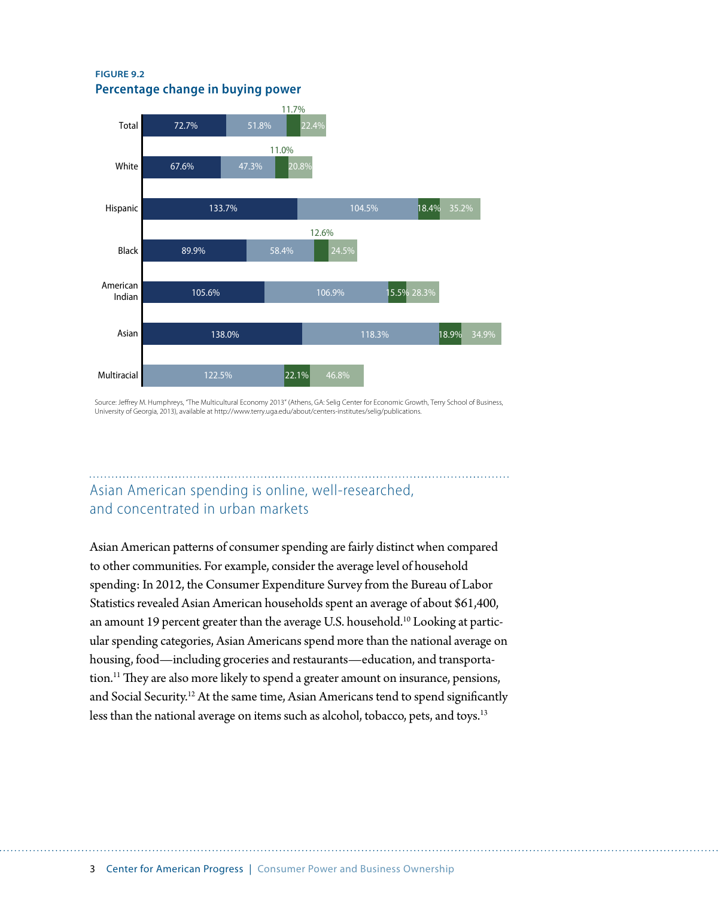**FIGURE 9.2**

**Percentage change in buying power**

| | | | | |
|---|---|---|---|---|
| Total | 72.7% | 51.8% | 11.7% | 22.4% |
| White | 67.6% | 47.3% | 11.0% | 20.8% |
| Hispanic | 133.7% | 104.5% | 18.4% | 35.2% |
| Black | 89.9% | 58.4% | 12.6% | 24.5% |
| American Indian | 105.6% | 106.9% | 15.5% | 28.3% |
| Asian | 138.0% | 118.3% | 18.9% | 34.9% |
| Multiracial | | 122.5% | 22.1% | 46.8% |

Source: Jeffrey M. Humphreys, "The Multicultural Economy 2013" (Athens, GA: Selig Center for Economic Growth, Terry School of Business, University of Georgia, 2013), available at http://www.terry.uga.edu/about/centers-institutes/selig/publications.

## Asian American spending is online, well-researched, and concentrated in urban markets

Asian American patterns of consumer spending are fairly distinct when compared to other communities. For example, consider the average level of household spending: In 2012, the Consumer Expenditure Survey from the Bureau of Labor Statistics revealed Asian American households spent an average of about $61,400, an amount 19 percent greater than the average U.S. household.[10] Looking at particular spending categories, Asian Americans spend more than the national average on housing, food—including groceries and restaurants—education, and transportation.[11] They are also more likely to spend a greater amount on insurance, pensions, and Social Security.[12] At the same time, Asian Americans tend to spend significantly less than the national average on items such as alcohol, tobacco, pets, and toys.[13]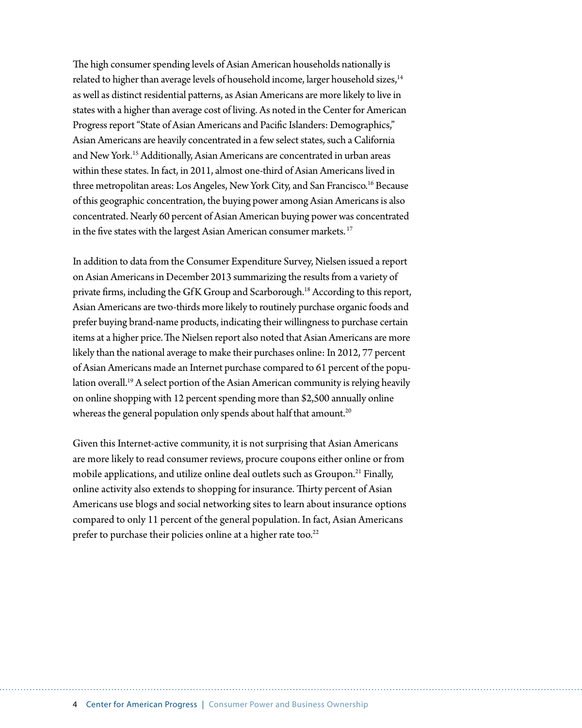The high consumer spending levels of Asian American households nationally is related to higher than average levels of household income, larger household sizes,[14] as well as distinct residential patterns, as Asian Americans are more likely to live in states with a higher than average cost of living. As noted in the Center for American Progress report "State of Asian Americans and Pacific Islanders: Demographics," Asian Americans are heavily concentrated in a few select states, such a California and New York.[15] Additionally, Asian Americans are concentrated in urban areas within these states. In fact, in 2011, almost one-third of Asian Americans lived in three metropolitan areas: Los Angeles, New York City, and San Francisco.[16] Because of this geographic concentration, the buying power among Asian Americans is also concentrated. Nearly 60 percent of Asian American buying power was concentrated in the five states with the largest Asian American consumer markets.[17]

In addition to data from the Consumer Expenditure Survey, Nielsen issued a report on Asian Americans in December 2013 summarizing the results from a variety of private firms, including the GfK Group and Scarborough.[18] According to this report, Asian Americans are two-thirds more likely to routinely purchase organic foods and prefer buying brand-name products, indicating their willingness to purchase certain items at a higher price. The Nielsen report also noted that Asian Americans are more likely than the national average to make their purchases online: In 2012, 77 percent of Asian Americans made an Internet purchase compared to 61 percent of the population overall.[19] A select portion of the Asian American community is relying heavily on online shopping with 12 percent spending more than $2,500 annually online whereas the general population only spends about half that amount.[20]

Given this Internet-active community, it is not surprising that Asian Americans are more likely to read consumer reviews, procure coupons either online or from mobile applications, and utilize online deal outlets such as Groupon.[21] Finally, online activity also extends to shopping for insurance. Thirty percent of Asian Americans use blogs and social networking sites to learn about insurance options compared to only 11 percent of the general population. In fact, Asian Americans prefer to purchase their policies online at a higher rate too.[22]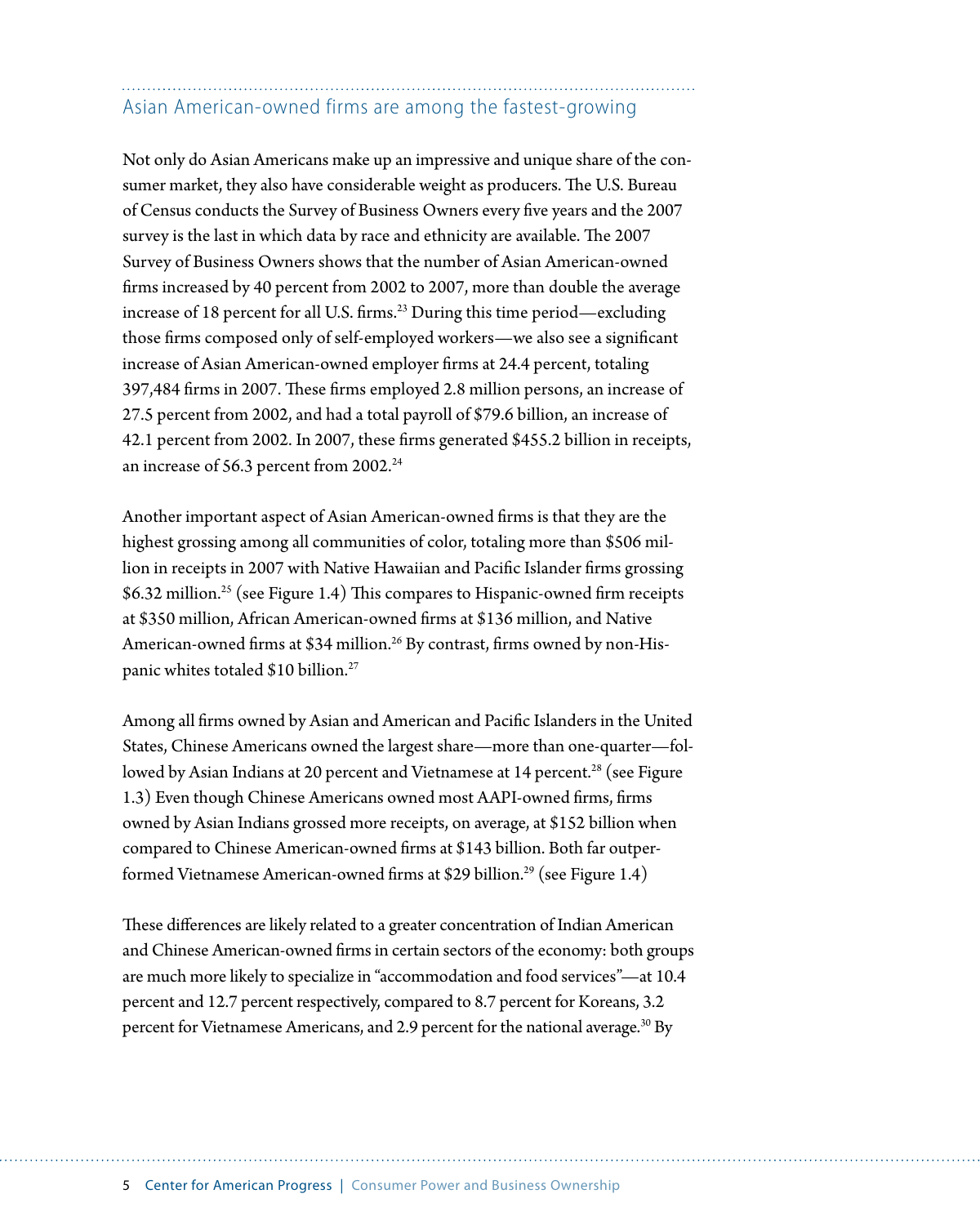## Asian American-owned firms are among the fastest-growing

Not only do Asian Americans make up an impressive and unique share of the consumer market, they also have considerable weight as producers. The U.S. Bureau of Census conducts the Survey of Business Owners every five years and the 2007 survey is the last in which data by race and ethnicity are available. The 2007 Survey of Business Owners shows that the number of Asian American-owned firms increased by 40 percent from 2002 to 2007, more than double the average increase of 18 percent for all U.S. firms.[23] During this time period—excluding those firms composed only of self-employed workers—we also see a significant increase of Asian American-owned employer firms at 24.4 percent, totaling 397,484 firms in 2007. These firms employed 2.8 million persons, an increase of 27.5 percent from 2002, and had a total payroll of $79.6 billion, an increase of 42.1 percent from 2002. In 2007, these firms generated $455.2 billion in receipts, an increase of 56.3 percent from 2002.[24]

Another important aspect of Asian American-owned firms is that they are the highest grossing among all communities of color, totaling more than $506 million in receipts in 2007 with Native Hawaiian and Pacific Islander firms grossing $6.32 million.[25] (see Figure 1.4) This compares to Hispanic-owned firm receipts at $350 million, African American-owned firms at $136 million, and Native American-owned firms at $34 million.[26] By contrast, firms owned by non-Hispanic whites totaled $10 billion.[27]

Among all firms owned by Asian and American and Pacific Islanders in the United States, Chinese Americans owned the largest share—more than one-quarter—followed by Asian Indians at 20 percent and Vietnamese at 14 percent.[28] (see Figure 1.3) Even though Chinese Americans owned most AAPI-owned firms, firms owned by Asian Indians grossed more receipts, on average, at $152 billion when compared to Chinese American-owned firms at $143 billion. Both far outperformed Vietnamese American-owned firms at $29 billion.[29] (see Figure 1.4)

These differences are likely related to a greater concentration of Indian American and Chinese American-owned firms in certain sectors of the economy: both groups are much more likely to specialize in "accommodation and food services"—at 10.4 percent and 12.7 percent respectively, compared to 8.7 percent for Koreans, 3.2 percent for Vietnamese Americans, and 2.9 percent for the national average.[30] By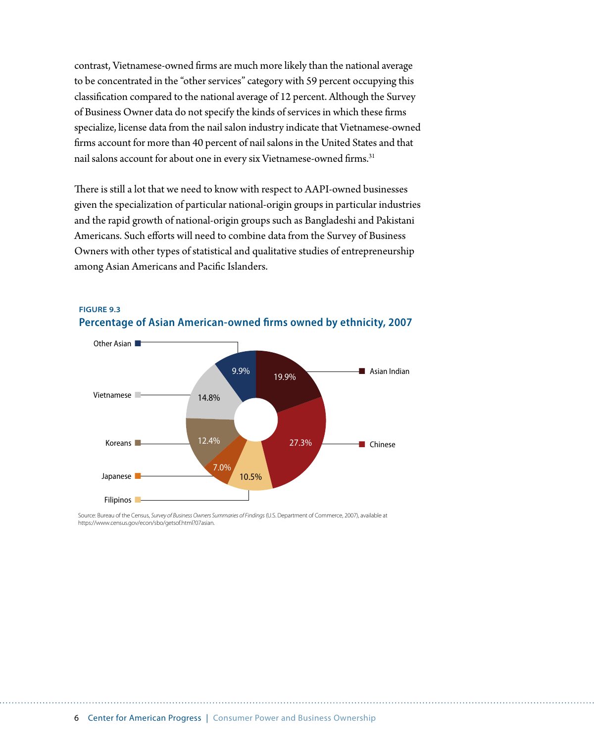contrast, Vietnamese-owned firms are much more likely than the national average to be concentrated in the "other services" category with 59 percent occupying this classification compared to the national average of 12 percent. Although the Survey of Business Owner data do not specify the kinds of services in which these firms specialize, license data from the nail salon industry indicate that Vietnamese-owned firms account for more than 40 percent of nail salons in the United States and that nail salons account for about one in every six Vietnamese-owned firms.[31]

There is still a lot that we need to know with respect to AAPI-owned businesses given the specialization of particular national-origin groups in particular industries and the rapid growth of national-origin groups such as Bangladeshi and Pakistani Americans. Such efforts will need to combine data from the Survey of Business Owners with other types of statistical and qualitative studies of entrepreneurship among Asian Americans and Pacific Islanders.

**FIGURE 9.3**

**Percentage of Asian American-owned firms owned by ethnicity, 2007**

| Ethnicity | Percentage |
|---|---|
| Asian Indian | 19.9% |
| Chinese | 27.3% |
| Filipinos | 10.5% |
| Japanese | 7.0% |
| Koreans | 12.4% |
| Vietnamese | 14.8% |
| Other Asian | 9.9% |

Source: Bureau of the Census, *Survey of Business Owners Summaries of Findings* (U.S. Department of Commerce, 2007), available at https://www.census.gov/econ/sbo/getsof.html?07asian.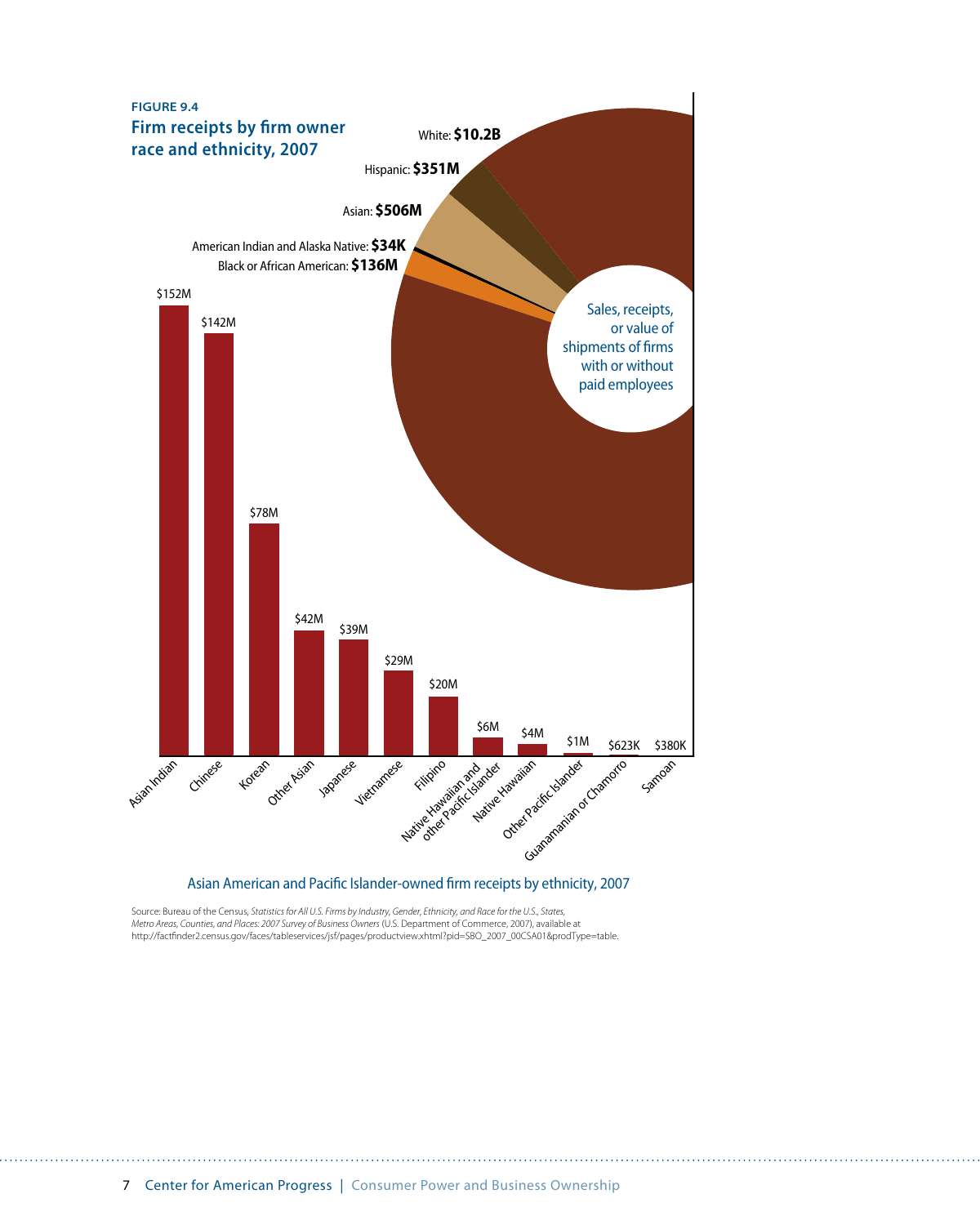FIGURE 9.4

## Firm receipts by firm owner race and ethnicity, 2007

Sales, receipts, or value of shipments of firms with or without paid employees

| Race and ethnicity | Receipts |
| --- | --- |
| White | $10.2B |
| Hispanic | $351M |
| Asian | $506M |
| American Indian and Alaska Native | $34K |
| Black or African American | $136M |

Asian American and Pacific Islander-owned firm receipts by ethnicity, 2007

| Ethnicity | Receipts |
| --- | --- |
| Asian Indian | $152M |
| Chinese | $142M |
| Korean | $78M |
| Other Asian | $42M |
| Japanese | $39M |
| Vietnamese | $29M |
| Filipino | $20M |
| Native Hawaiian and other Pacific Islander | $6M |
| Native Hawaiian | $4M |
| Other Pacific Islander | $1M |
| Guamanian or Chamorro | $623K |
| Samoan | $380K |

Source: Bureau of the Census, *Statistics for All U.S. Firms by Industry, Gender, Ethnicity, and Race for the U.S., States, Metro Areas, Counties, and Places: 2007 Survey of Business Owners* (U.S. Department of Commerce, 2007), available at http://factfinder2.census.gov/faces/tableservices/jsf/pages/productview.xhtml?pid=SBO_2007_00CSA01&prodType=table.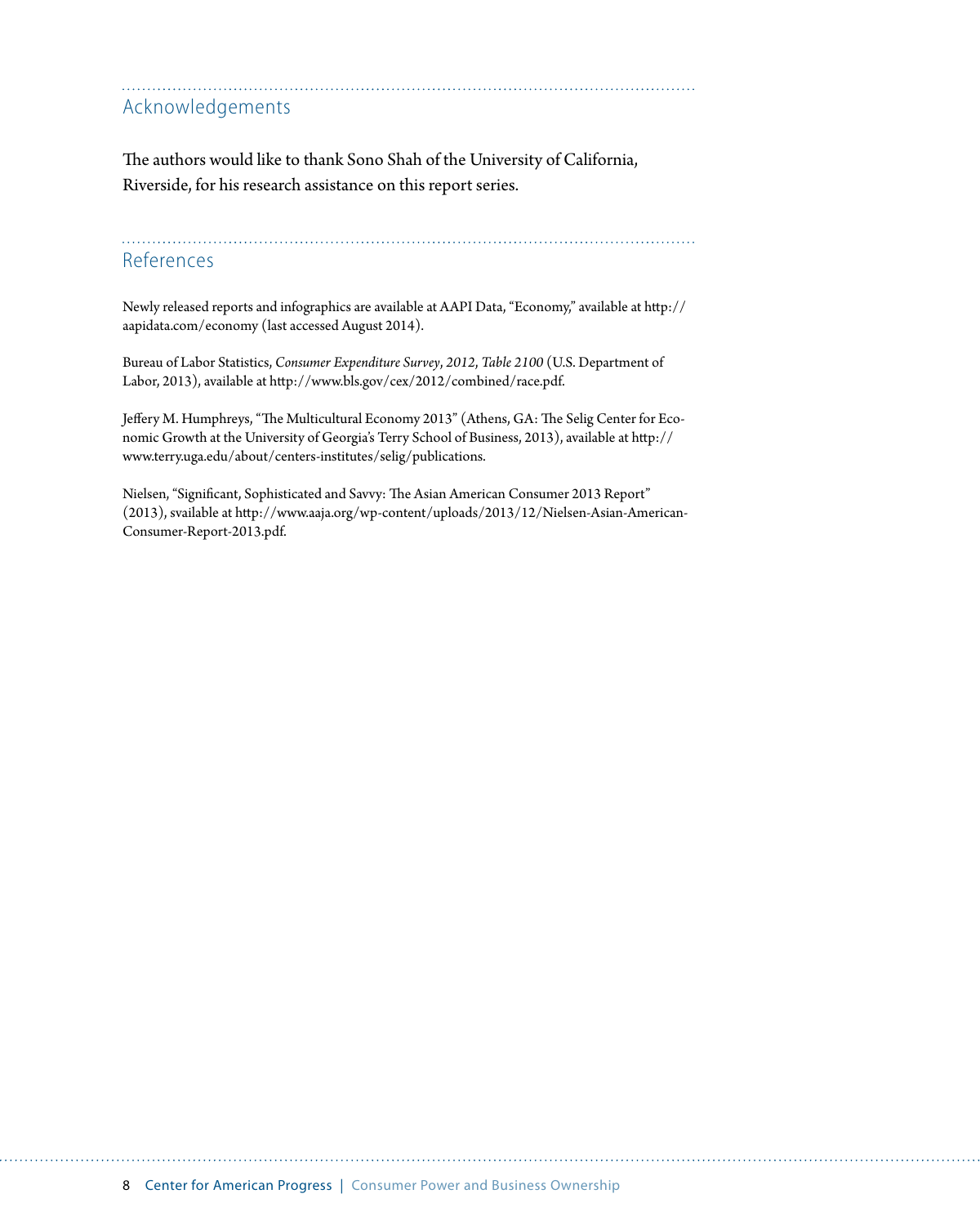## Acknowledgements

The authors would like to thank Sono Shah of the University of California, Riverside, for his research assistance on this report series.

## References

Newly released reports and infographics are available at AAPI Data, "Economy," available at http://aapidata.com/economy (last accessed August 2014).

Bureau of Labor Statistics, *Consumer Expenditure Survey*, *2012*, *Table 2100* (U.S. Department of Labor, 2013), available at http://www.bls.gov/cex/2012/combined/race.pdf.

Jeffery M. Humphreys, "The Multicultural Economy 2013" (Athens, GA: The Selig Center for Economic Growth at the University of Georgia's Terry School of Business, 2013), available at http://www.terry.uga.edu/about/centers-institutes/selig/publications.

Nielsen, "Significant, Sophisticated and Savvy: The Asian American Consumer 2013 Report" (2013), svailable at http://www.aaja.org/wp-content/uploads/2013/12/Nielsen-Asian-American-Consumer-Report-2013.pdf.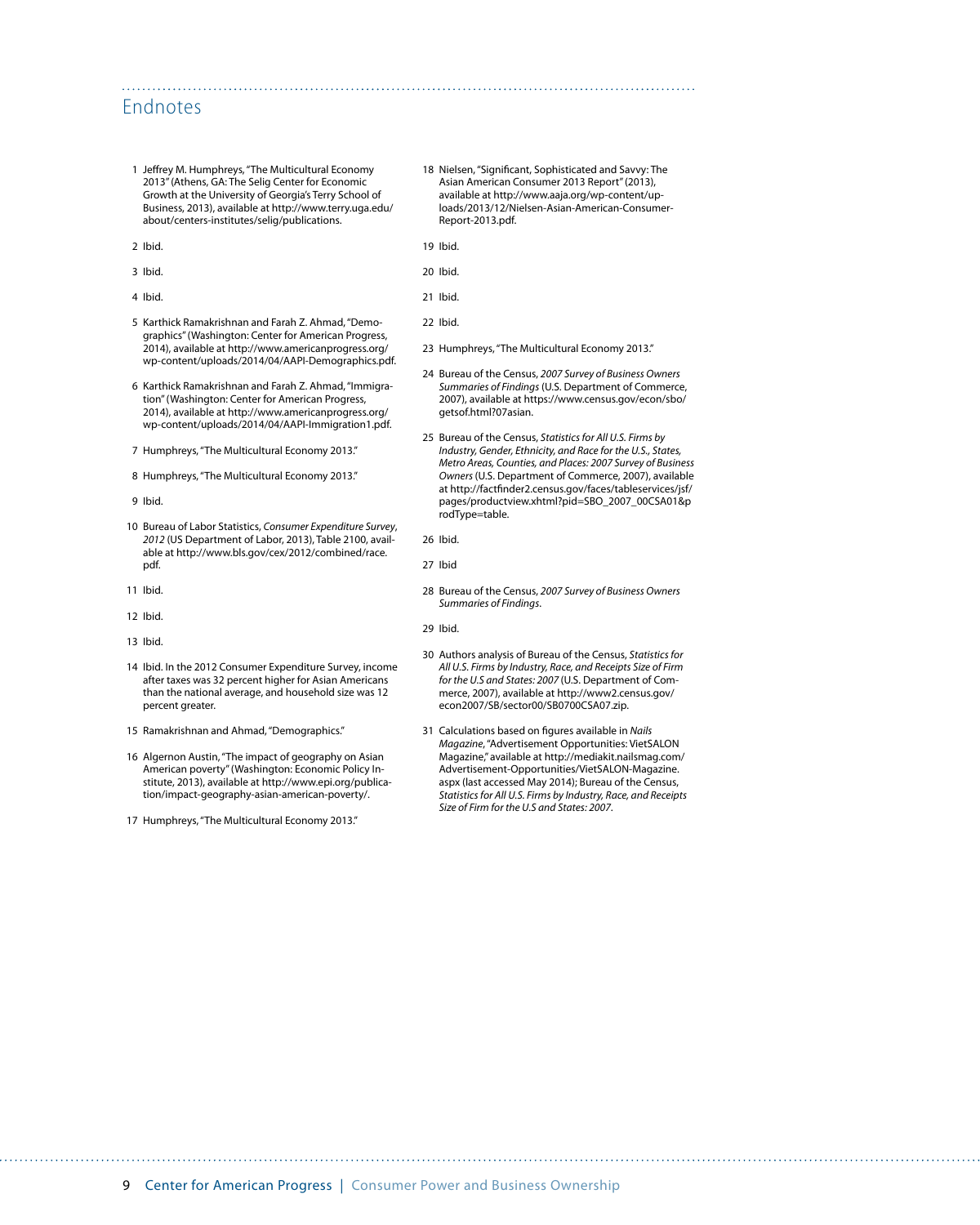## Endnotes

1. Jeffrey M. Humphreys, "The Multicultural Economy 2013" (Athens, GA: The Selig Center for Economic Growth at the University of Georgia's Terry School of Business, 2013), available at http://www.terry.uga.edu/about/centers-institutes/selig/publications.

2. Ibid.

3. Ibid.

4. Ibid.

5. Karthick Ramakrishnan and Farah Z. Ahmad, "Demographics" (Washington: Center for American Progress, 2014), available at http://www.americanprogress.org/wp-content/uploads/2014/04/AAPI-Demographics.pdf.

6. Karthick Ramakrishnan and Farah Z. Ahmad, "Immigration" (Washington: Center for American Progress, 2014), available at http://www.americanprogress.org/wp-content/uploads/2014/04/AAPI-Immigration1.pdf.

7. Humphreys, "The Multicultural Economy 2013."

8. Humphreys, "The Multicultural Economy 2013."

9. Ibid.

10. Bureau of Labor Statistics, *Consumer Expenditure Survey, 2012* (US Department of Labor, 2013), Table 2100, available at http://www.bls.gov/cex/2012/combined/race.pdf.

11. Ibid.

12. Ibid.

13. Ibid.

14. Ibid. In the 2012 Consumer Expenditure Survey, income after taxes was 32 percent higher for Asian Americans than the national average, and household size was 12 percent greater.

15. Ramakrishnan and Ahmad, "Demographics."

16. Algernon Austin, "The impact of geography on Asian American poverty" (Washington: Economic Policy Institute, 2013), available at http://www.epi.org/publication/impact-geography-asian-american-poverty/.

17. Humphreys, "The Multicultural Economy 2013."

18. Nielsen, "Significant, Sophisticated and Savvy: The Asian American Consumer 2013 Report" (2013), available at http://www.aaja.org/wp-content/uploads/2013/12/Nielsen-Asian-American-Consumer-Report-2013.pdf.

19. Ibid.

20. Ibid.

21. Ibid.

22. Ibid.

23. Humphreys, "The Multicultural Economy 2013."

24. Bureau of the Census, *2007 Survey of Business Owners Summaries of Findings* (U.S. Department of Commerce, 2007), available at https://www.census.gov/econ/sbo/getsof.html?07asian.

25. Bureau of the Census, *Statistics for All U.S. Firms by Industry, Gender, Ethnicity, and Race for the U.S., States, Metro Areas, Counties, and Places: 2007 Survey of Business Owners* (U.S. Department of Commerce, 2007), available at http://factfinder2.census.gov/faces/tableservices/jsf/pages/productview.xhtml?pid=SBO_2007_00CSA01&prodType=table.

26. Ibid.

27. Ibid

28. Bureau of the Census, *2007 Survey of Business Owners Summaries of Findings*.

29. Ibid.

30. Authors analysis of Bureau of the Census, *Statistics for All U.S. Firms by Industry, Race, and Receipts Size of Firm for the U.S and States: 2007* (U.S. Department of Commerce, 2007), available at http://www2.census.gov/econ2007/SB/sector00/SB0700CSA07.zip.

31. Calculations based on figures available in *Nails Magazine*, "Advertisement Opportunities: VietSALON Magazine," available at http://mediakit.nailsmag.com/Advertisement-Opportunities/VietSALON-Magazine.aspx (last accessed May 2014); Bureau of the Census, *Statistics for All U.S. Firms by Industry, Race, and Receipts Size of Firm for the U.S and States: 2007*.